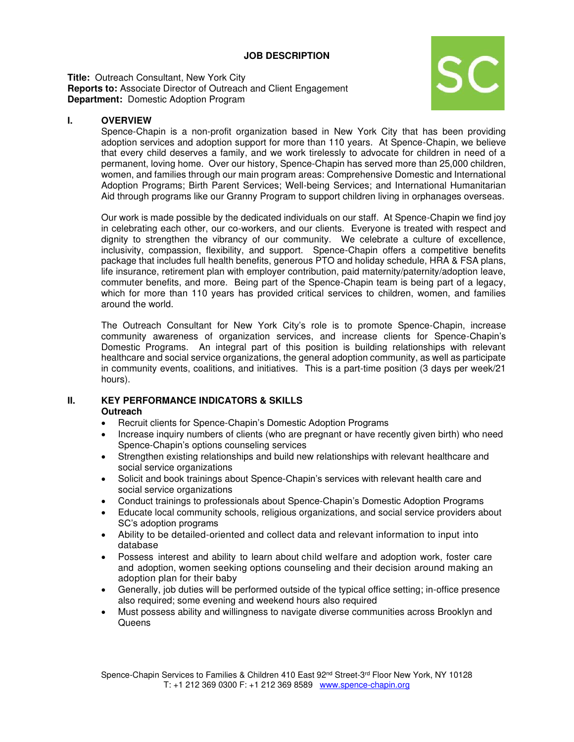# JOB DESCRIPTION

**Title:** Outreach Consultant, New York City
**Reports to:** Associate Director of Outreach and Client Engagement
**Department:** Domestic Adoption Program

## I. OVERVIEW

Spence-Chapin is a non-profit organization based in New York City that has been providing adoption services and adoption support for more than 110 years. At Spence-Chapin, we believe that every child deserves a family, and we work tirelessly to advocate for children in need of a permanent, loving home. Over our history, Spence-Chapin has served more than 25,000 children, women, and families through our main program areas: Comprehensive Domestic and International Adoption Programs; Birth Parent Services; Well-being Services; and International Humanitarian Aid through programs like our Granny Program to support children living in orphanages overseas.

Our work is made possible by the dedicated individuals on our staff. At Spence-Chapin we find joy in celebrating each other, our co-workers, and our clients. Everyone is treated with respect and dignity to strengthen the vibrancy of our community. We celebrate a culture of excellence, inclusivity, compassion, flexibility, and support. Spence-Chapin offers a competitive benefits package that includes full health benefits, generous PTO and holiday schedule, HRA & FSA plans, life insurance, retirement plan with employer contribution, paid maternity/paternity/adoption leave, commuter benefits, and more. Being part of the Spence-Chapin team is being part of a legacy, which for more than 110 years has provided critical services to children, women, and families around the world.

The Outreach Consultant for New York City's role is to promote Spence-Chapin, increase community awareness of organization services, and increase clients for Spence-Chapin's Domestic Programs. An integral part of this position is building relationships with relevant healthcare and social service organizations, the general adoption community, as well as participate in community events, coalitions, and initiatives. This is a part-time position (3 days per week/21 hours).

## II. KEY PERFORMANCE INDICATORS & SKILLS

**Outreach**

- Recruit clients for Spence-Chapin's Domestic Adoption Programs
- Increase inquiry numbers of clients (who are pregnant or have recently given birth) who need Spence-Chapin's options counseling services
- Strengthen existing relationships and build new relationships with relevant healthcare and social service organizations
- Solicit and book trainings about Spence-Chapin's services with relevant health care and social service organizations
- Conduct trainings to professionals about Spence-Chapin's Domestic Adoption Programs
- Educate local community schools, religious organizations, and social service providers about SC's adoption programs
- Ability to be detailed-oriented and collect data and relevant information to input into database
- Possess interest and ability to learn about child welfare and adoption work, foster care and adoption, women seeking options counseling and their decision around making an adoption plan for their baby
- Generally, job duties will be performed outside of the typical office setting; in-office presence also required; some evening and weekend hours also required
- Must possess ability and willingness to navigate diverse communities across Brooklyn and Queens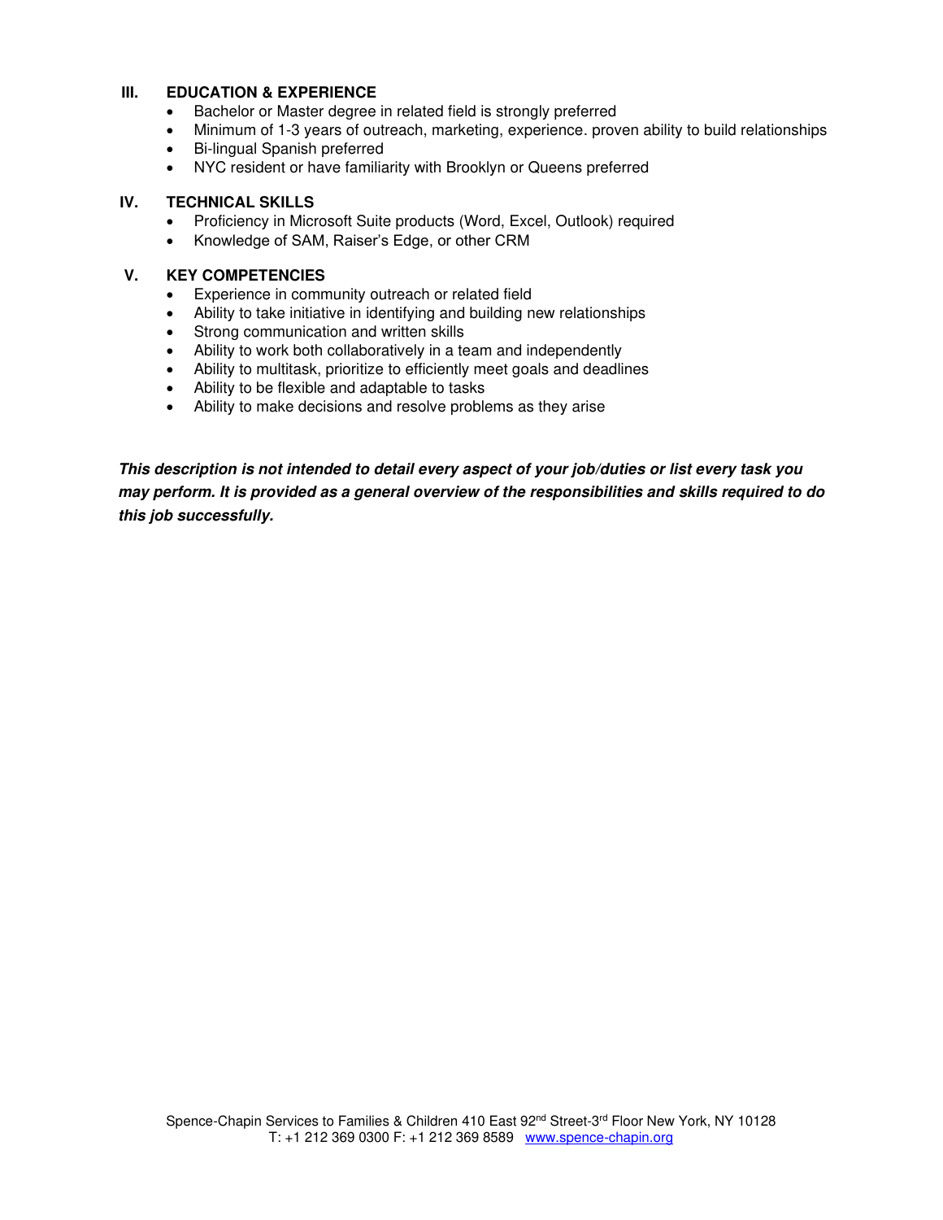## III. EDUCATION & EXPERIENCE

- Bachelor or Master degree in related field is strongly preferred
- Minimum of 1-3 years of outreach, marketing, experience. proven ability to build relationships
- Bi-lingual Spanish preferred
- NYC resident or have familiarity with Brooklyn or Queens preferred

## IV. TECHNICAL SKILLS

- Proficiency in Microsoft Suite products (Word, Excel, Outlook) required
- Knowledge of SAM, Raiser's Edge, or other CRM

## V. KEY COMPETENCIES

- Experience in community outreach or related field
- Ability to take initiative in identifying and building new relationships
- Strong communication and written skills
- Ability to work both collaboratively in a team and independently
- Ability to multitask, prioritize to efficiently meet goals and deadlines
- Ability to be flexible and adaptable to tasks
- Ability to make decisions and resolve problems as they arise

***This description is not intended to detail every aspect of your job/duties or list every task you may perform. It is provided as a general overview of the responsibilities and skills required to do this job successfully.***

Spence-Chapin Services to Families & Children 410 East 92nd Street-3rd Floor New York, NY 10128
T: +1 212 369 0300 F: +1 212 369 8589 www.spence-chapin.org